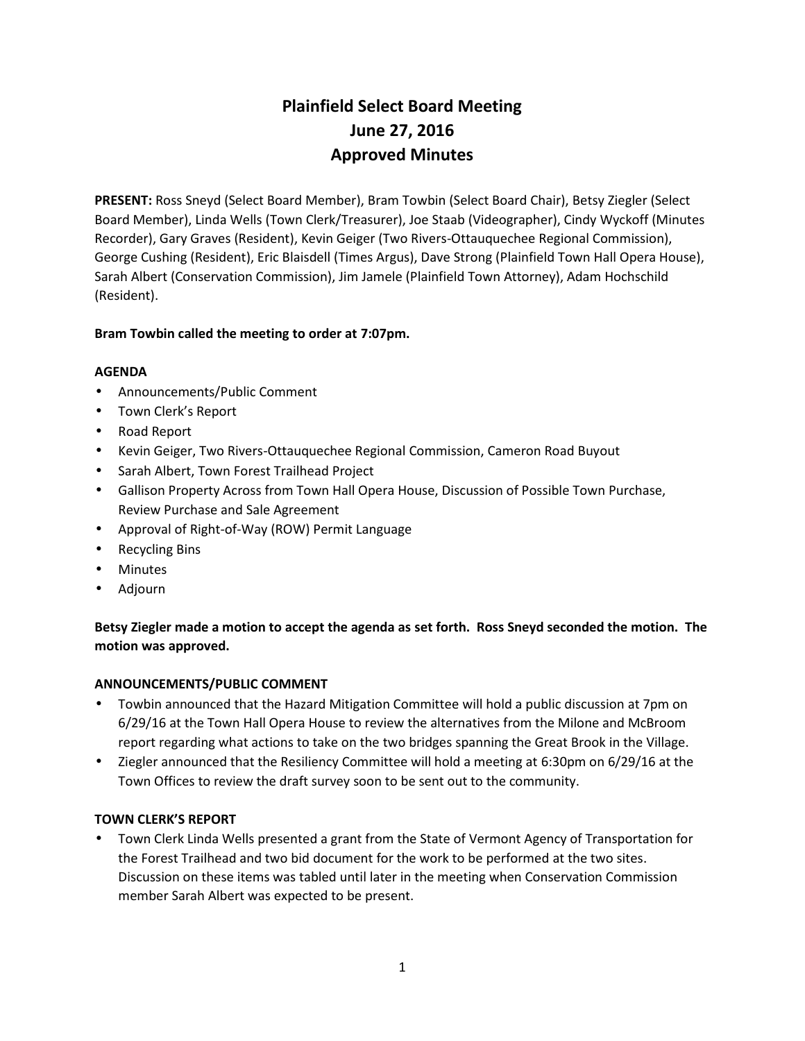# Plainfield Select Board Meeting
# June 27, 2016
# Approved Minutes

**PRESENT:** Ross Sneyd (Select Board Member), Bram Towbin (Select Board Chair), Betsy Ziegler (Select Board Member), Linda Wells (Town Clerk/Treasurer), Joe Staab (Videographer), Cindy Wyckoff (Minutes Recorder), Gary Graves (Resident), Kevin Geiger (Two Rivers-Ottauquechee Regional Commission), George Cushing (Resident), Eric Blaisdell (Times Argus), Dave Strong (Plainfield Town Hall Opera House), Sarah Albert (Conservation Commission), Jim Jamele (Plainfield Town Attorney), Adam Hochschild (Resident).

**Bram Towbin called the meeting to order at 7:07pm.**

**AGENDA**

- Announcements/Public Comment
- Town Clerk's Report
- Road Report
- Kevin Geiger, Two Rivers-Ottauquechee Regional Commission, Cameron Road Buyout
- Sarah Albert, Town Forest Trailhead Project
- Gallison Property Across from Town Hall Opera House, Discussion of Possible Town Purchase, Review Purchase and Sale Agreement
- Approval of Right-of-Way (ROW) Permit Language
- Recycling Bins
- Minutes
- Adjourn

**Betsy Ziegler made a motion to accept the agenda as set forth. Ross Sneyd seconded the motion. The motion was approved.**

**ANNOUNCEMENTS/PUBLIC COMMENT**

- Towbin announced that the Hazard Mitigation Committee will hold a public discussion at 7pm on 6/29/16 at the Town Hall Opera House to review the alternatives from the Milone and McBroom report regarding what actions to take on the two bridges spanning the Great Brook in the Village.
- Ziegler announced that the Resiliency Committee will hold a meeting at 6:30pm on 6/29/16 at the Town Offices to review the draft survey soon to be sent out to the community.

**TOWN CLERK'S REPORT**

- Town Clerk Linda Wells presented a grant from the State of Vermont Agency of Transportation for the Forest Trailhead and two bid document for the work to be performed at the two sites. Discussion on these items was tabled until later in the meeting when Conservation Commission member Sarah Albert was expected to be present.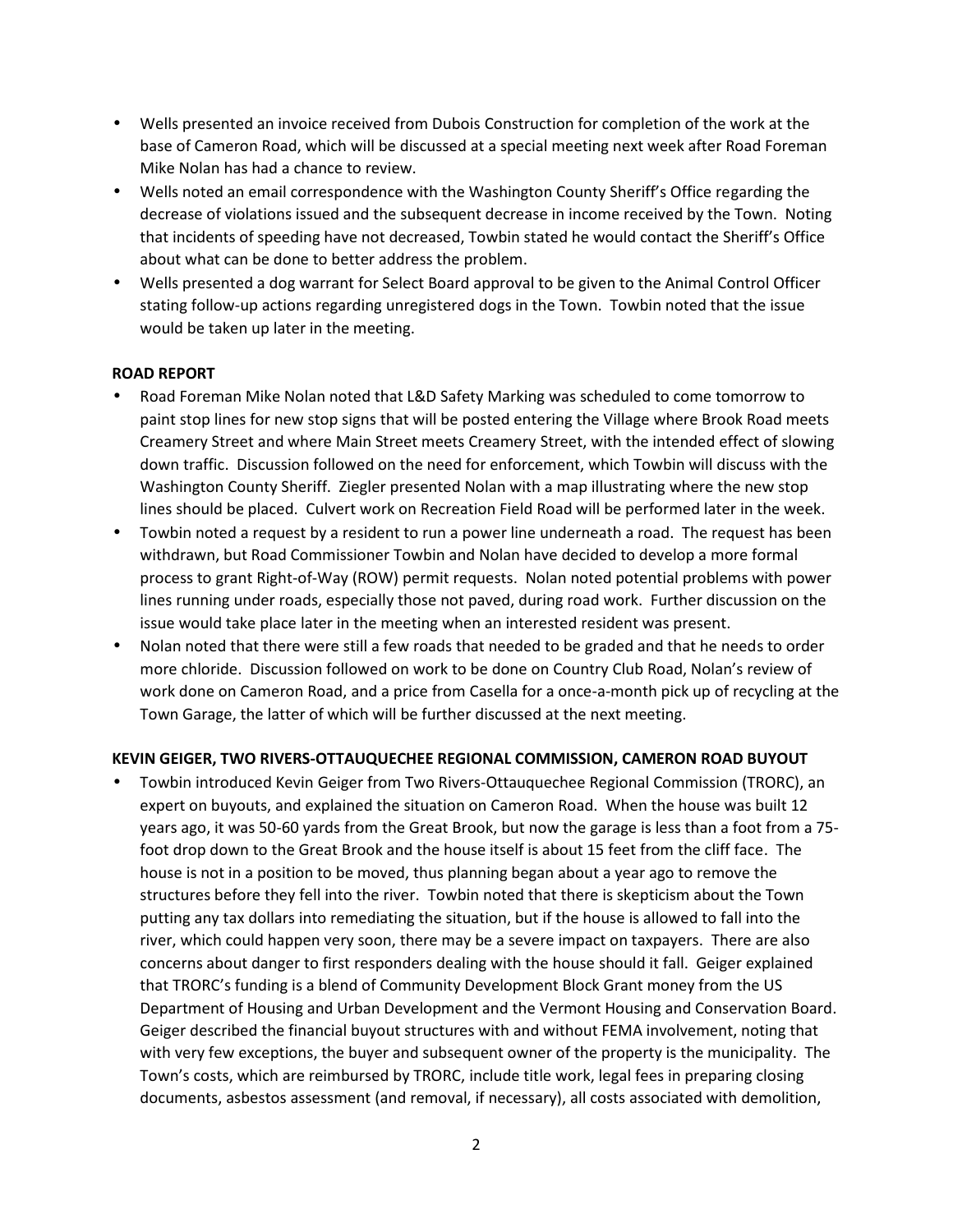- Wells presented an invoice received from Dubois Construction for completion of the work at the base of Cameron Road, which will be discussed at a special meeting next week after Road Foreman Mike Nolan has had a chance to review.
- Wells noted an email correspondence with the Washington County Sheriff's Office regarding the decrease of violations issued and the subsequent decrease in income received by the Town. Noting that incidents of speeding have not decreased, Towbin stated he would contact the Sheriff's Office about what can be done to better address the problem.
- Wells presented a dog warrant for Select Board approval to be given to the Animal Control Officer stating follow-up actions regarding unregistered dogs in the Town. Towbin noted that the issue would be taken up later in the meeting.

**ROAD REPORT**

- Road Foreman Mike Nolan noted that L&D Safety Marking was scheduled to come tomorrow to paint stop lines for new stop signs that will be posted entering the Village where Brook Road meets Creamery Street and where Main Street meets Creamery Street, with the intended effect of slowing down traffic. Discussion followed on the need for enforcement, which Towbin will discuss with the Washington County Sheriff. Ziegler presented Nolan with a map illustrating where the new stop lines should be placed. Culvert work on Recreation Field Road will be performed later in the week.
- Towbin noted a request by a resident to run a power line underneath a road. The request has been withdrawn, but Road Commissioner Towbin and Nolan have decided to develop a more formal process to grant Right-of-Way (ROW) permit requests. Nolan noted potential problems with power lines running under roads, especially those not paved, during road work. Further discussion on the issue would take place later in the meeting when an interested resident was present.
- Nolan noted that there were still a few roads that needed to be graded and that he needs to order more chloride. Discussion followed on work to be done on Country Club Road, Nolan's review of work done on Cameron Road, and a price from Casella for a once-a-month pick up of recycling at the Town Garage, the latter of which will be further discussed at the next meeting.

**KEVIN GEIGER, TWO RIVERS-OTTAUQUECHEE REGIONAL COMMISSION, CAMERON ROAD BUYOUT**

- Towbin introduced Kevin Geiger from Two Rivers-Ottauquechee Regional Commission (TRORC), an expert on buyouts, and explained the situation on Cameron Road. When the house was built 12 years ago, it was 50-60 yards from the Great Brook, but now the garage is less than a foot from a 75-foot drop down to the Great Brook and the house itself is about 15 feet from the cliff face. The house is not in a position to be moved, thus planning began about a year ago to remove the structures before they fell into the river. Towbin noted that there is skepticism about the Town putting any tax dollars into remediating the situation, but if the house is allowed to fall into the river, which could happen very soon, there may be a severe impact on taxpayers. There are also concerns about danger to first responders dealing with the house should it fall. Geiger explained that TRORC's funding is a blend of Community Development Block Grant money from the US Department of Housing and Urban Development and the Vermont Housing and Conservation Board. Geiger described the financial buyout structures with and without FEMA involvement, noting that with very few exceptions, the buyer and subsequent owner of the property is the municipality. The Town's costs, which are reimbursed by TRORC, include title work, legal fees in preparing closing documents, asbestos assessment (and removal, if necessary), all costs associated with demolition,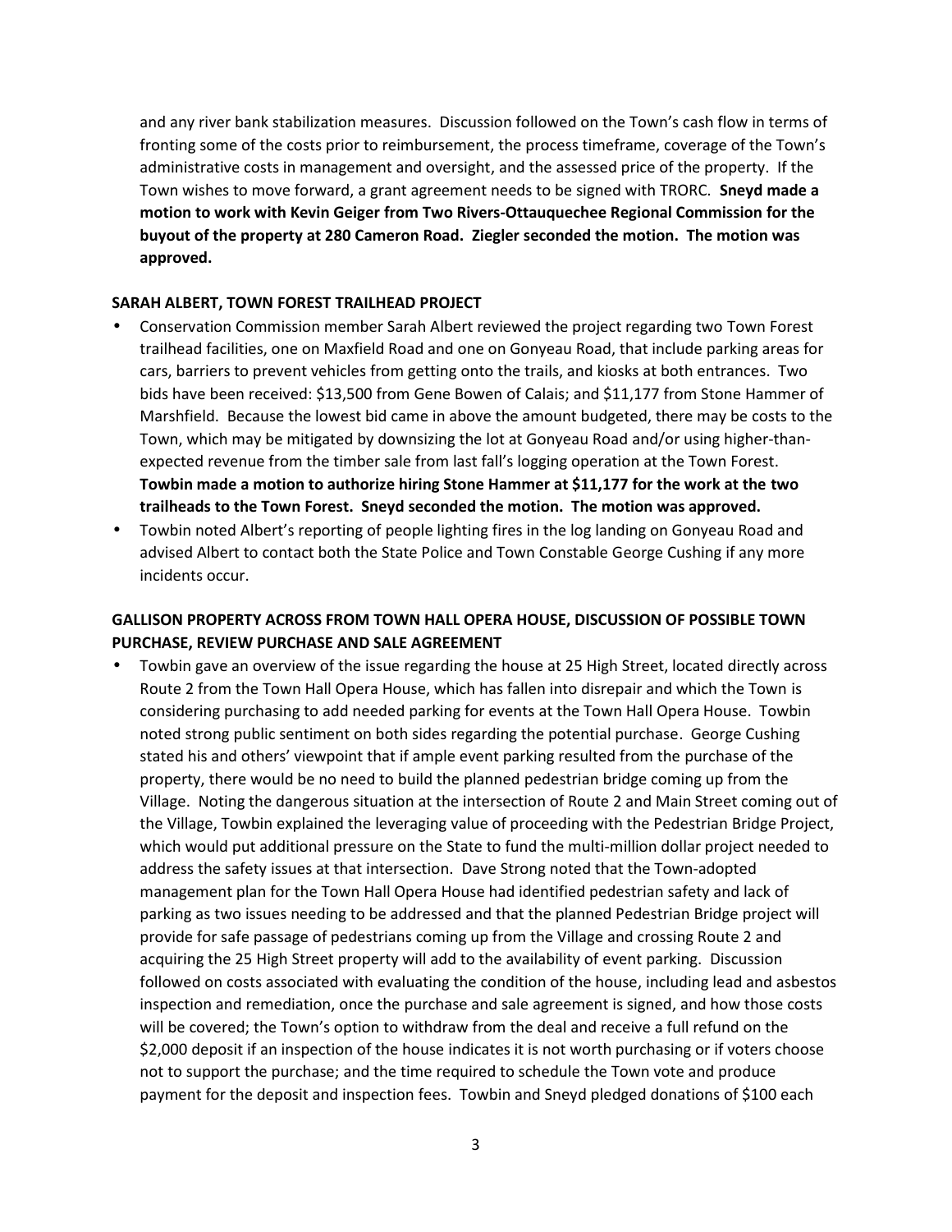and any river bank stabilization measures. Discussion followed on the Town's cash flow in terms of fronting some of the costs prior to reimbursement, the process timeframe, coverage of the Town's administrative costs in management and oversight, and the assessed price of the property. If the Town wishes to move forward, a grant agreement needs to be signed with TRORC. **Sneyd made a motion to work with Kevin Geiger from Two Rivers-Ottauquechee Regional Commission for the buyout of the property at 280 Cameron Road. Ziegler seconded the motion. The motion was approved.**

**SARAH ALBERT, TOWN FOREST TRAILHEAD PROJECT**

- Conservation Commission member Sarah Albert reviewed the project regarding two Town Forest trailhead facilities, one on Maxfield Road and one on Gonyeau Road, that include parking areas for cars, barriers to prevent vehicles from getting onto the trails, and kiosks at both entrances. Two bids have been received: $13,500 from Gene Bowen of Calais; and $11,177 from Stone Hammer of Marshfield. Because the lowest bid came in above the amount budgeted, there may be costs to the Town, which may be mitigated by downsizing the lot at Gonyeau Road and/or using higher-than-expected revenue from the timber sale from last fall's logging operation at the Town Forest. **Towbin made a motion to authorize hiring Stone Hammer at $11,177 for the work at the two trailheads to the Town Forest. Sneyd seconded the motion. The motion was approved.**
- Towbin noted Albert's reporting of people lighting fires in the log landing on Gonyeau Road and advised Albert to contact both the State Police and Town Constable George Cushing if any more incidents occur.

**GALLISON PROPERTY ACROSS FROM TOWN HALL OPERA HOUSE, DISCUSSION OF POSSIBLE TOWN PURCHASE, REVIEW PURCHASE AND SALE AGREEMENT**

- Towbin gave an overview of the issue regarding the house at 25 High Street, located directly across Route 2 from the Town Hall Opera House, which has fallen into disrepair and which the Town is considering purchasing to add needed parking for events at the Town Hall Opera House. Towbin noted strong public sentiment on both sides regarding the potential purchase. George Cushing stated his and others' viewpoint that if ample event parking resulted from the purchase of the property, there would be no need to build the planned pedestrian bridge coming up from the Village. Noting the dangerous situation at the intersection of Route 2 and Main Street coming out of the Village, Towbin explained the leveraging value of proceeding with the Pedestrian Bridge Project, which would put additional pressure on the State to fund the multi-million dollar project needed to address the safety issues at that intersection. Dave Strong noted that the Town-adopted management plan for the Town Hall Opera House had identified pedestrian safety and lack of parking as two issues needing to be addressed and that the planned Pedestrian Bridge project will provide for safe passage of pedestrians coming up from the Village and crossing Route 2 and acquiring the 25 High Street property will add to the availability of event parking. Discussion followed on costs associated with evaluating the condition of the house, including lead and asbestos inspection and remediation, once the purchase and sale agreement is signed, and how those costs will be covered; the Town's option to withdraw from the deal and receive a full refund on the $2,000 deposit if an inspection of the house indicates it is not worth purchasing or if voters choose not to support the purchase; and the time required to schedule the Town vote and produce payment for the deposit and inspection fees. Towbin and Sneyd pledged donations of $100 each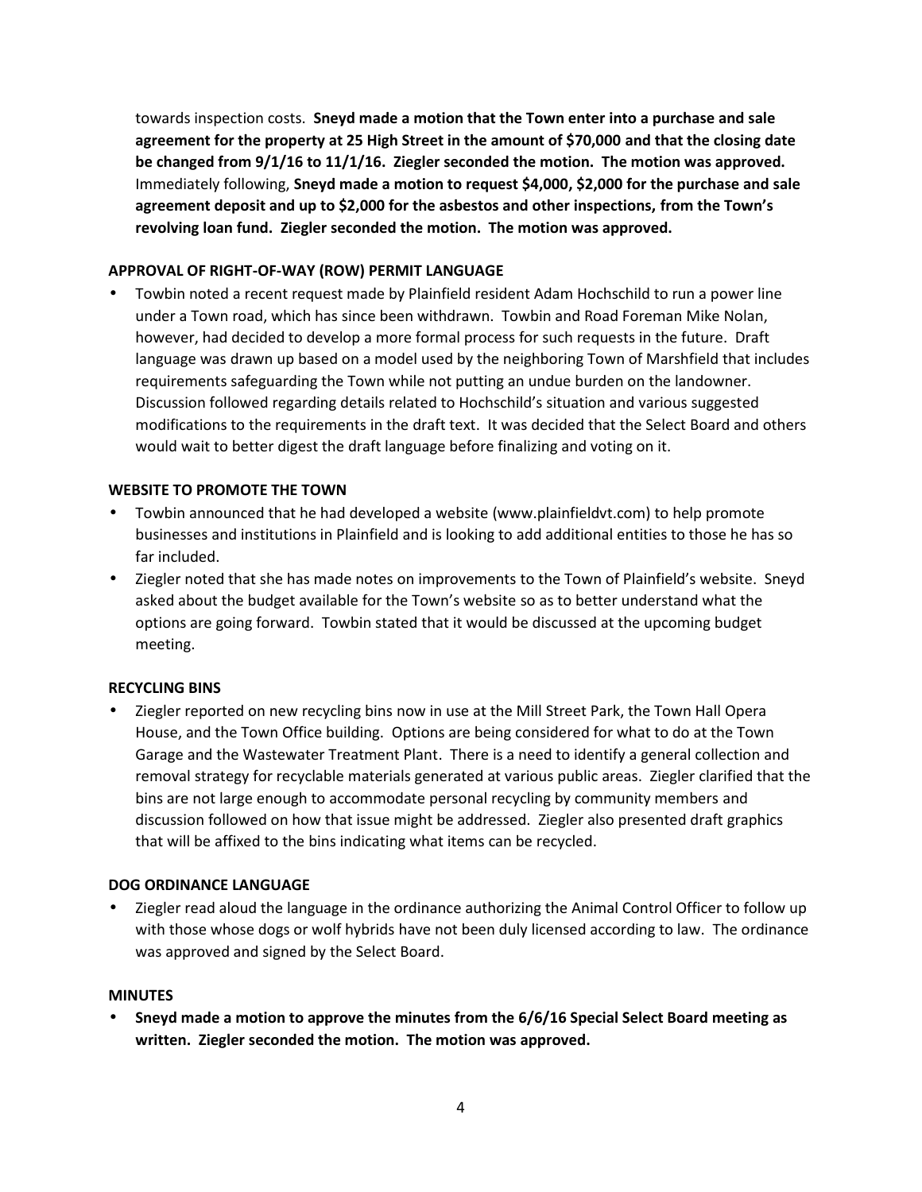towards inspection costs. **Sneyd made a motion that the Town enter into a purchase and sale agreement for the property at 25 High Street in the amount of $70,000 and that the closing date be changed from 9/1/16 to 11/1/16. Ziegler seconded the motion. The motion was approved.** Immediately following, **Sneyd made a motion to request $4,000, $2,000 for the purchase and sale agreement deposit and up to $2,000 for the asbestos and other inspections, from the Town's revolving loan fund. Ziegler seconded the motion. The motion was approved.**

**APPROVAL OF RIGHT-OF-WAY (ROW) PERMIT LANGUAGE**

- Towbin noted a recent request made by Plainfield resident Adam Hochschild to run a power line under a Town road, which has since been withdrawn. Towbin and Road Foreman Mike Nolan, however, had decided to develop a more formal process for such requests in the future. Draft language was drawn up based on a model used by the neighboring Town of Marshfield that includes requirements safeguarding the Town while not putting an undue burden on the landowner. Discussion followed regarding details related to Hochschild's situation and various suggested modifications to the requirements in the draft text. It was decided that the Select Board and others would wait to better digest the draft language before finalizing and voting on it.

**WEBSITE TO PROMOTE THE TOWN**

- Towbin announced that he had developed a website (www.plainfieldvt.com) to help promote businesses and institutions in Plainfield and is looking to add additional entities to those he has so far included.
- Ziegler noted that she has made notes on improvements to the Town of Plainfield's website. Sneyd asked about the budget available for the Town's website so as to better understand what the options are going forward. Towbin stated that it would be discussed at the upcoming budget meeting.

**RECYCLING BINS**

- Ziegler reported on new recycling bins now in use at the Mill Street Park, the Town Hall Opera House, and the Town Office building. Options are being considered for what to do at the Town Garage and the Wastewater Treatment Plant. There is a need to identify a general collection and removal strategy for recyclable materials generated at various public areas. Ziegler clarified that the bins are not large enough to accommodate personal recycling by community members and discussion followed on how that issue might be addressed. Ziegler also presented draft graphics that will be affixed to the bins indicating what items can be recycled.

**DOG ORDINANCE LANGUAGE**

- Ziegler read aloud the language in the ordinance authorizing the Animal Control Officer to follow up with those whose dogs or wolf hybrids have not been duly licensed according to law. The ordinance was approved and signed by the Select Board.

**MINUTES**

- **Sneyd made a motion to approve the minutes from the 6/6/16 Special Select Board meeting as written. Ziegler seconded the motion. The motion was approved.**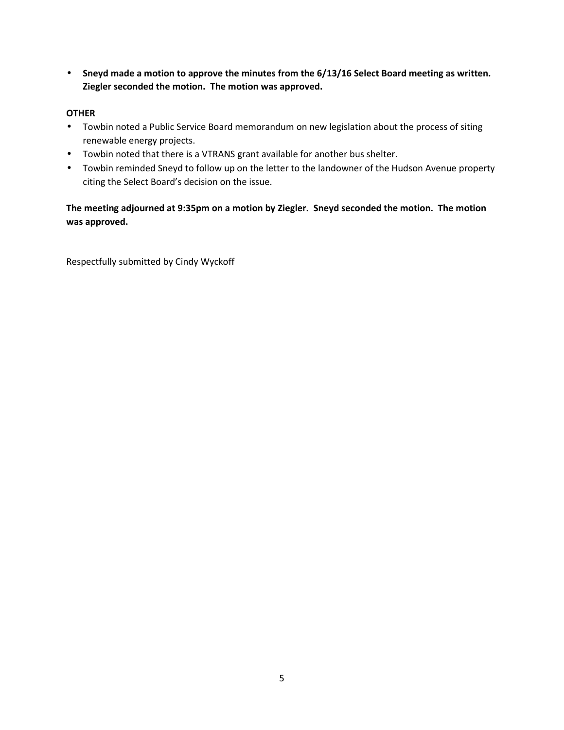- **Sneyd made a motion to approve the minutes from the 6/13/16 Select Board meeting as written. Ziegler seconded the motion. The motion was approved.**

**OTHER**

- Towbin noted a Public Service Board memorandum on new legislation about the process of siting renewable energy projects.
- Towbin noted that there is a VTRANS grant available for another bus shelter.
- Towbin reminded Sneyd to follow up on the letter to the landowner of the Hudson Avenue property citing the Select Board's decision on the issue.

**The meeting adjourned at 9:35pm on a motion by Ziegler. Sneyd seconded the motion. The motion was approved.**

Respectfully submitted by Cindy Wyckoff